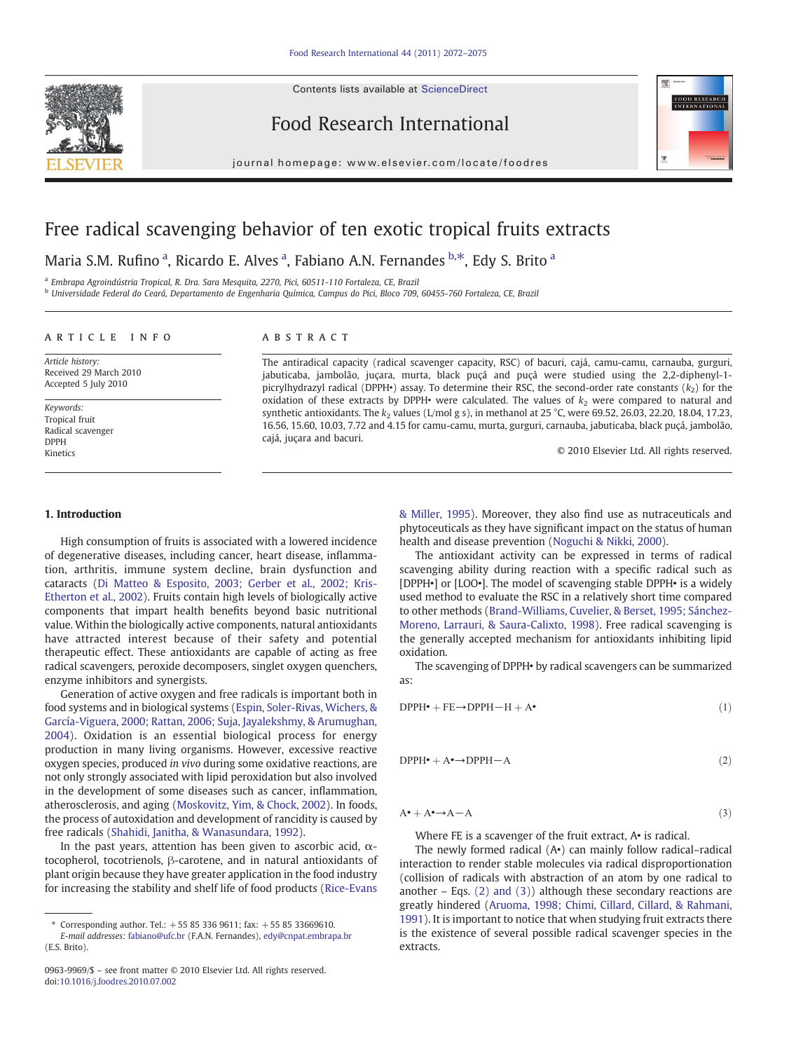# Free radical scavenging behavior of ten exotic tropical fruits extracts

Maria S.M. Rufino [a], Ricardo E. Alves [a], Fabiano A.N. Fernandes [b,*], Edy S. Brito [a]

[a] Embrapa Agroindústria Tropical, R. Dra. Sara Mesquita, 2270, Pici, 60511-110 Fortaleza, CE, Brazil

[b] Universidade Federal do Ceará, Departamento de Engenharia Química, Campus do Pici, Bloco 709, 60455-760 Fortaleza, CE, Brazil

## ARTICLE INFO

*Article history:*
Received 29 March 2010
Accepted 5 July 2010

*Keywords:*
Tropical fruit
Radical scavenger
DPPH
Kinetics

## ABSTRACT

The antiradical capacity (radical scavenger capacity, RSC) of bacuri, cajá, camu-camu, carnauba, gurguri, jabuticaba, jambolão, juçara, murta, black puçá and puçá were studied using the 2,2-diphenyl-1-picrylhydrazyl radical (DPPH•) assay. To determine their RSC, the second-order rate constants ($k_2$) for the oxidation of these extracts by DPPH• were calculated. The values of $k_2$ were compared to natural and synthetic antioxidants. The $k_2$ values (L/mol g s), in methanol at 25 °C, were 69.52, 26.03, 22.20, 18.04, 17.23, 16.56, 15.60, 10.03, 7.72 and 4.15 for camu-camu, murta, gurguri, carnauba, jabuticaba, black puçá, jambolão, cajá, juçara and bacuri.

© 2010 Elsevier Ltd. All rights reserved.

## 1. Introduction

High consumption of fruits is associated with a lowered incidence of degenerative diseases, including cancer, heart disease, inflammation, arthritis, immune system decline, brain dysfunction and cataracts (Di Matteo & Esposito, 2003; Gerber et al., 2002; Kris-Etherton et al., 2002). Fruits contain high levels of biologically active components that impart health benefits beyond basic nutritional value. Within the biologically active components, natural antioxidants have attracted interest because of their safety and potential therapeutic effect. These antioxidants are capable of acting as free radical scavengers, peroxide decomposers, singlet oxygen quenchers, enzyme inhibitors and synergists.

Generation of active oxygen and free radicals is important both in food systems and in biological systems (Espin, Soler-Rivas, Wichers, & García-Viguera, 2000; Rattan, 2006; Suja, Jayalekshmy, & Arumughan, 2004). Oxidation is an essential biological process for energy production in many living organisms. However, excessive reactive oxygen species, produced *in vivo* during some oxidative reactions, are not only strongly associated with lipid peroxidation but also involved in the development of some diseases such as cancer, inflammation, atherosclerosis, and aging (Moskovitz, Yim, & Chock, 2002). In foods, the process of autoxidation and development of rancidity is caused by free radicals (Shahidi, Janitha, & Wanasundara, 1992).

In the past years, attention has been given to ascorbic acid, α-tocopherol, tocotrienols, β-carotene, and in natural antioxidants of plant origin because they have greater application in the food industry for increasing the stability and shelf life of food products (Rice-Evans & Miller, 1995). Moreover, they also find use as nutraceuticals and phytoceuticals as they have significant impact on the status of human health and disease prevention (Noguchi & Nikki, 2000).

The antioxidant activity can be expressed in terms of radical scavenging ability during reaction with a specific radical such as [DPPH•] or [LOO•]. The model of scavenging stable DPPH• is a widely used method to evaluate the RSC in a relatively short time compared to other methods (Brand-Williams, Cuvelier, & Berset, 1995; Sánchez-Moreno, Larrauri, & Saura-Calixto, 1998). Free radical scavenging is the generally accepted mechanism for antioxidants inhibiting lipid oxidation.

The scavenging of DPPH• by radical scavengers can be summarized as:

$$\mathrm{DPPH}\bullet + \mathrm{FE} \rightarrow \mathrm{DPPH{-}H} + \mathrm{A}\bullet \quad (1)$$

$$\mathrm{DPPH}\bullet + \mathrm{A}\bullet \rightarrow \mathrm{DPPH{-}A} \quad (2)$$

$$\mathrm{A}\bullet + \mathrm{A}\bullet \rightarrow \mathrm{A{-}A} \quad (3)$$

Where FE is a scavenger of the fruit extract, A• is radical.

The newly formed radical (A•) can mainly follow radical–radical interaction to render stable molecules via radical disproportionation (collision of radicals with abstraction of an atom by one radical to another – Eqs. (2) and (3)) although these secondary reactions are greatly hindered (Aruoma, 1998; Chimi, Cillard, Cillard, & Rahmani, 1991). It is important to notice that when studying fruit extracts there is the existence of several possible radical scavenger species in the extracts.

\* Corresponding author. Tel.: +55 85 336 9611; fax: +55 85 33669610.
*E-mail addresses:* fabiano@ufc.br (F.A.N. Fernandes), edy@cnpat.embrapa.br (E.S. Brito).

0963-9969/$ – see front matter © 2010 Elsevier Ltd. All rights reserved.
doi:10.1016/j.foodres.2010.07.002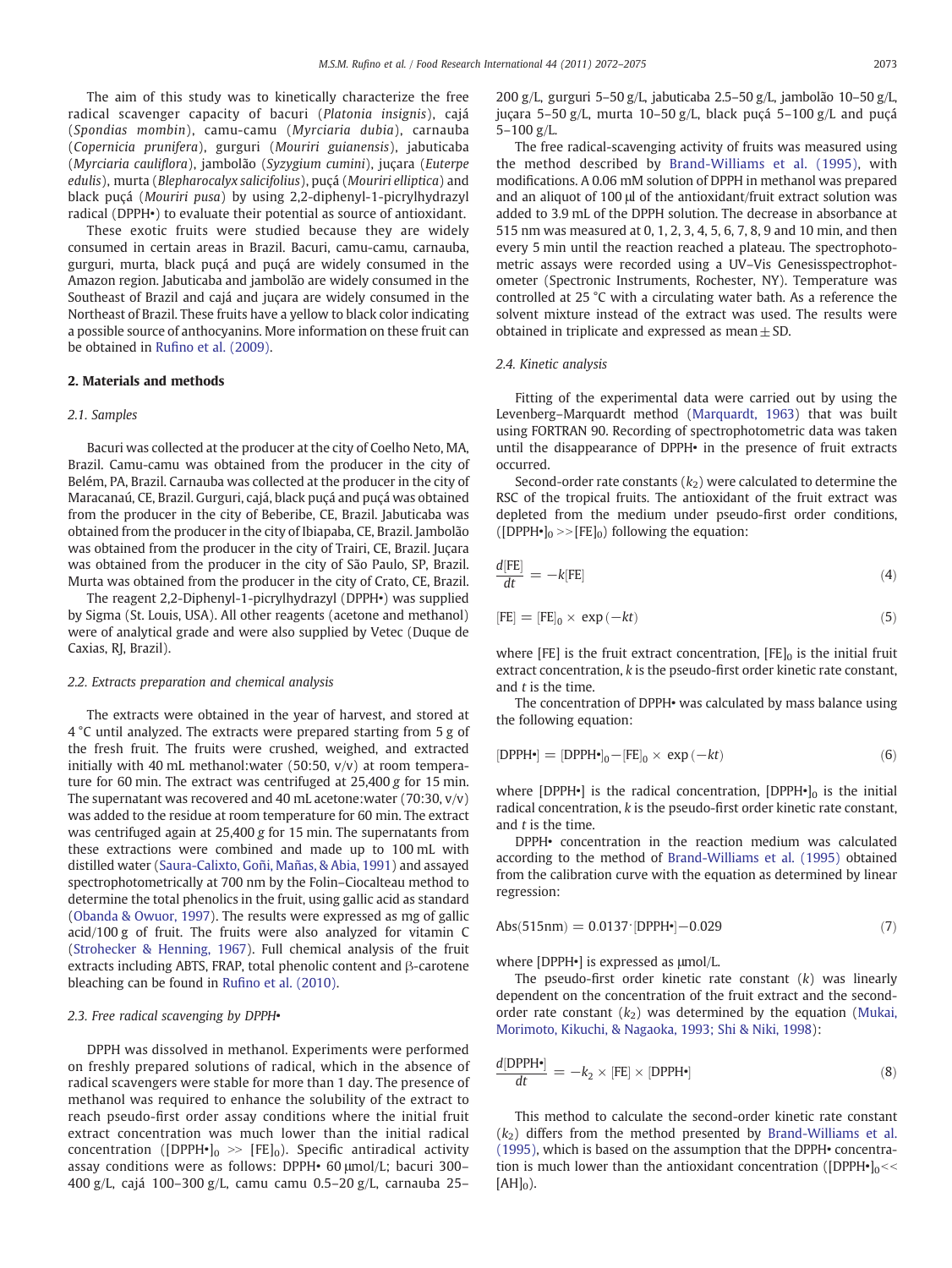The aim of this study was to kinetically characterize the free radical scavenger capacity of bacuri (*Platonia insignis*), cajá (*Spondias mombin*), camu-camu (*Myrciaria dubia*), carnauba (*Copernicia prunifera*), gurguri (*Mouriri guianensis*), jabuticaba (*Myrciaria cauliflora*), jambolão (*Syzygium cumini*), juçara (*Euterpe edulis*), murta (*Blepharocalyx salicifolius*), puçá (*Mouriri elliptica*) and black puçá (*Mouriri pusa*) by using 2,2-diphenyl-1-picrylhydrazyl radical (DPPH•) to evaluate their potential as source of antioxidant.

These exotic fruits were studied because they are widely consumed in certain areas in Brazil. Bacuri, camu-camu, carnauba, gurguri, murta, black puçá and puçá are widely consumed in the Amazon region. Jabuticaba and jambolão are widely consumed in the Southeast of Brazil and cajá and juçara are widely consumed in the Northeast of Brazil. These fruits have a yellow to black color indicating a possible source of anthocyanins. More information on these fruit can be obtained in Rufino et al. (2009).

## 2. Materials and methods

### 2.1. Samples

Bacuri was collected at the producer at the city of Coelho Neto, MA, Brazil. Camu-camu was obtained from the producer in the city of Belém, PA, Brazil. Carnauba was collected at the producer in the city of Maracanaú, CE, Brazil. Gurguri, cajá, black puçá and puçá was obtained from the producer in the city of Beberibe, CE, Brazil. Jabuticaba was obtained from the producer in the city of Ibiapaba, CE, Brazil. Jambolão was obtained from the producer in the city of Trairi, CE, Brazil. Juçara was obtained from the producer in the city of São Paulo, SP, Brazil. Murta was obtained from the producer in the city of Crato, CE, Brazil.

The reagent 2,2-Diphenyl-1-picrylhydrazyl (DPPH•) was supplied by Sigma (St. Louis, USA). All other reagents (acetone and methanol) were of analytical grade and were also supplied by Vetec (Duque de Caxias, RJ, Brazil).

### 2.2. Extracts preparation and chemical analysis

The extracts were obtained in the year of harvest, and stored at 4 °C until analyzed. The extracts were prepared starting from 5 g of the fresh fruit. The fruits were crushed, weighed, and extracted initially with 40 mL methanol:water (50:50, v/v) at room temperature for 60 min. The extract was centrifuged at 25,400 *g* for 15 min. The supernatant was recovered and 40 mL acetone:water (70:30, v/v) was added to the residue at room temperature for 60 min. The extract was centrifuged again at 25,400 *g* for 15 min. The supernatants from these extractions were combined and made up to 100 mL with distilled water (Saura-Calixto, Goñi, Mañas, & Abia, 1991) and assayed spectrophotometrically at 700 nm by the Folin–Ciocalteau method to determine the total phenolics in the fruit, using gallic acid as standard (Obanda & Owuor, 1997). The results were expressed as mg of gallic acid/100 g of fruit. The fruits were also analyzed for vitamin C (Strohecker & Henning, 1967). Full chemical analysis of the fruit extracts including ABTS, FRAP, total phenolic content and β-carotene bleaching can be found in Rufino et al. (2010).

### 2.3. Free radical scavenging by DPPH•

DPPH was dissolved in methanol. Experiments were performed on freshly prepared solutions of radical, which in the absence of radical scavengers were stable for more than 1 day. The presence of methanol was required to enhance the solubility of the extract to reach pseudo-first order assay conditions where the initial fruit extract concentration was much lower than the initial radical concentration ($[\text{DPPH•}]_0 >> [\text{FE}]_0$). Specific antiradical activity assay conditions were as follows: DPPH• 60 μmol/L; bacuri 300–400 g/L, cajá 100–300 g/L, camu camu 0.5–20 g/L, carnauba 25–200 g/L, gurguri 5–50 g/L, jabuticaba 2.5–50 g/L, jambolão 10–50 g/L, juçara 5–50 g/L, murta 10–50 g/L, black puçá 5–100 g/L and puçá 5–100 g/L.

The free radical-scavenging activity of fruits was measured using the method described by Brand-Williams et al. (1995), with modifications. A 0.06 mM solution of DPPH in methanol was prepared and an aliquot of 100 μl of the antioxidant/fruit extract solution was added to 3.9 mL of the DPPH solution. The decrease in absorbance at 515 nm was measured at 0, 1, 2, 3, 4, 5, 6, 7, 8, 9 and 10 min, and then every 5 min until the reaction reached a plateau. The spectrophotometric assays were recorded using a UV–Vis Genesisspectrophotometer (Spectronic Instruments, Rochester, NY). Temperature was controlled at 25 °C with a circulating water bath. As a reference the solvent mixture instead of the extract was used. The results were obtained in triplicate and expressed as mean ± SD.

### 2.4. Kinetic analysis

Fitting of the experimental data were carried out by using the Levenberg–Marquardt method (Marquardt, 1963) that was built using FORTRAN 90. Recording of spectrophotometric data was taken until the disappearance of DPPH• in the presence of fruit extracts occurred.

Second-order rate constants ($k_2$) were calculated to determine the RSC of the tropical fruits. The antioxidant of the fruit extract was depleted from the medium under pseudo-first order conditions, ($[\text{DPPH•}]_0 >> [\text{FE}]_0$) following the equation:

$$\frac{d[\text{FE}]}{dt} = -k[\text{FE}] \tag{4}$$

$$[\text{FE}] = [\text{FE}]_0 \times \exp(-kt) \tag{5}$$

where [FE] is the fruit extract concentration, $[\text{FE}]_0$ is the initial fruit extract concentration, $k$ is the pseudo-first order kinetic rate constant, and $t$ is the time.

The concentration of DPPH• was calculated by mass balance using the following equation:

$$[\text{DPPH•}] = [\text{DPPH•}]_0 - [\text{FE}]_0 \times \exp(-kt) \tag{6}$$

where [DPPH•] is the radical concentration, $[\text{DPPH•}]_0$ is the initial radical concentration, $k$ is the pseudo-first order kinetic rate constant, and $t$ is the time.

DPPH• concentration in the reaction medium was calculated according to the method of Brand-Williams et al. (1995) obtained from the calibration curve with the equation as determined by linear regression:

$$\text{Abs}(515\text{nm}) = 0.0137 \cdot [\text{DPPH•}] - 0.029 \tag{7}$$

where [DPPH•] is expressed as μmol/L.

The pseudo-first order kinetic rate constant ($k$) was linearly dependent on the concentration of the fruit extract and the second-order rate constant ($k_2$) was determined by the equation (Mukai, Morimoto, Kikuchi, & Nagaoka, 1993; Shi & Niki, 1998):

$$\frac{d[\text{DPPH•}]}{dt} = -k_2 \times [\text{FE}] \times [\text{DPPH•}] \tag{8}$$

This method to calculate the second-order kinetic rate constant ($k_2$) differs from the method presented by Brand-Williams et al. (1995), which is based on the assumption that the DPPH• concentration is much lower than the antioxidant concentration ($[\text{DPPH•}]_0 << [\text{AH}]_0$).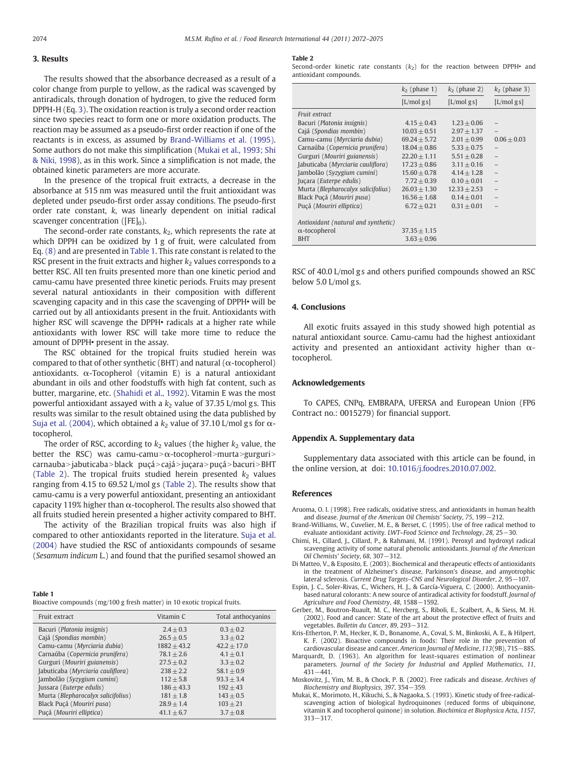## 3. Results

The results showed that the absorbance decreased as a result of a color change from purple to yellow, as the radical was scavenged by antiradicals, through donation of hydrogen, to give the reduced form DPPH-H (Eq. 3). The oxidation reaction is truly a second order reaction since two species react to form one or more oxidation products. The reaction may be assumed as a pseudo-first order reaction if one of the reactants is in excess, as assumed by Brand-Williams et al. (1995). Some authors do not make this simplification (Mukai et al., 1993; Shi & Niki, 1998), as in this work. Since a simplification is not made, the obtained kinetic parameters are more accurate.

In the presence of the tropical fruit extracts, a decrease in the absorbance at 515 nm was measured until the fruit antioxidant was depleted under pseudo-first order assay conditions. The pseudo-first order rate constant, $k$, was linearly dependent on initial radical scavenger concentration ($[FE]_0$).

The second-order rate constants, $k_2$, which represents the rate at which DPPH can be oxidized by 1 g of fruit, were calculated from Eq. (8) and are presented in Table 1. This rate constant is related to the RSC present in the fruit extracts and higher $k_2$ values corresponds to a better RSC. All ten fruits presented more than one kinetic period and camu-camu have presented three kinetic periods. Fruits may present several natural antioxidants in their composition with different scavenging capacity and in this case the scavenging of DPPH• will be carried out by all antioxidants present in the fruit. Antioxidants with higher RSC will scavenge the DPPH• radicals at a higher rate while antioxidants with lower RSC will take more time to reduce the amount of DPPH• present in the assay.

The RSC obtained for the tropical fruits studied herein was compared to that of other synthetic (BHT) and natural (α-tocopherol) antioxidants. α-Tocopherol (vitamin E) is a natural antioxidant abundant in oils and other foodstuffs with high fat content, such as butter, margarine, etc. (Shahidi et al., 1992). Vitamin E was the most powerful antioxidant assayed with a $k_2$ value of 37.35 L/mol g s. This results was similar to the result obtained using the data published by Suja et al. (2004), which obtained a $k_2$ value of 37.10 L/mol g s for α-tocopherol.

The order of RSC, according to $k_2$ values (the higher $k_2$ value, the better the RSC) was camu-camu > α-tocopherol > murta > gurguri > carnauba > jabuticaba > black puçá > cajá > juçara > puçá > bacuri > BHT (Table 2). The tropical fruits studied herein presented $k_2$ values ranging from 4.15 to 69.52 L/mol g s (Table 2). The results show that camu-camu is a very powerful antioxidant, presenting an antioxidant capacity 119% higher than α-tocopherol. The results also showed that all fruits studied herein presented a higher activity compared to BHT.

The activity of the Brazilian tropical fruits was also high if compared to other antioxidants reported in the literature. Suja et al. (2004) have studied the RSC of antioxidants compounds of sesame (*Sesamum indicum* L.) and found that the purified sesamol showed an RSC of 40.0 L/mol g s and others purified compounds showed an RSC below 5.0 L/mol g s.

**Table 1**
Bioactive compounds (mg/100 g fresh matter) in 10 exotic tropical fruits.

| Fruit extract | Vitamin C | Total anthocyanins |
|---|---|---|
| Bacuri (*Platonia insignis*) | 2.4 ± 0.3 | 0.3 ± 0.2 |
| Cajá (*Spondias mombin*) | 26.5 ± 0.5 | 3.3 ± 0.2 |
| Camu-camu (*Myrciaria dubia*) | 1882 ± 43.2 | 42.2 ± 17.0 |
| Carnaúba (*Copernicia prunifera*) | 78.1 ± 2.6 | 4.1 ± 0.1 |
| Gurguri (*Mouriri guianensis*) | 27.5 ± 0.2 | 3.3 ± 0.2 |
| Jabuticaba (*Myrciaria cauliflora*) | 238 ± 2.2 | 58.1 ± 0.9 |
| Jambolão (*Syzygium cumini*) | 112 ± 5.8 | 93.3 ± 3.4 |
| Jussara (*Euterpe edulis*) | 186 ± 43.3 | 192 ± 43 |
| Murta (*Blepharocalyx salicifolius*) | 181 ± 1.8 | 143 ± 0.5 |
| Black Puçá (*Mouriri pusa*) | 28.9 ± 1.4 | 103 ± 21 |
| Puçá (*Mouriri elliptica*) | 41.1 ± 6.7 | 3.7 ± 0.8 |

**Table 2**
Second-order kinetic rate constants ($k_2$) for the reaction between DPPH• and antioxidant compounds.

| | $k_2$ (phase 1) [L/mol g s] | $k_2$ (phase 2) [L/mol g s] | $k_2$ (phase 3) [L/mol g s] |
|---|---|---|---|
| *Fruit extract* | | | |
| Bacuri (*Platonia insignis*) | 4.15 ± 0.43 | 1.23 ± 0.06 | – |
| Cajá (*Spondias mombin*) | 10.03 ± 0.51 | 2.97 ± 1.37 | – |
| Camu-camu (*Myrciaria dubia*) | 69.24 ± 5.72 | 2.01 ± 0.99 | 0.06 ± 0.03 |
| Carnaúba (*Copernicia prunifera*) | 18.04 ± 0.86 | 5.33 ± 0.75 | – |
| Gurguri (*Mouriri guianensis*) | 22.20 ± 1.11 | 5.51 ± 0.28 | – |
| Jabuticaba (*Myrciaria cauliflora*) | 17.23 ± 0.86 | 3.11 ± 0.16 | – |
| Jambolão (*Syzygium cumini*) | 15.60 ± 0.78 | 4.14 ± 1.28 | – |
| Juçara (*Euterpe edulis*) | 7.72 ± 0.39 | 0.10 ± 0.01 | – |
| Murta (*Blepharocalyx salicifolius*) | 26.03 ± 1.30 | 12.33 ± 2.53 | – |
| Black Puçá (*Mouriri pusa*) | 16.56 ± 1.68 | 0.14 ± 0.01 | – |
| Puçá (*Mouriri elliptica*) | 6.72 ± 0.21 | 0.31 ± 0.01 | – |
| *Antioxidant (natural and synthetic)* | | | |
| α-tocopherol | 37.35 ± 1.15 | | |
| BHT | 3.63 ± 0.96 | | |

## 4. Conclusions

All exotic fruits assayed in this study showed high potential as natural antioxidant source. Camu-camu had the highest antioxidant activity and presented an antioxidant activity higher than α-tocopherol.

## Acknowledgements

To CAPES, CNPq, EMBRAPA, UFERSA and European Union (FP6 Contract no.: 0015279) for financial support.

## Appendix A. Supplementary data

Supplementary data associated with this article can be found, in the online version, at doi: 10.1016/j.foodres.2010.07.002.

## References

Aruoma, O. I. (1998). Free radicals, oxidative stress, and antioxidants in human health and disease. *Journal of the American Oil Chemists' Society*, *75*, 199–212.

Brand-Williams, W., Cuvelier, M. E., & Berset, C. (1995). Use of free radical method to evaluate antioxidant activity. *LWT–Food Science and Technology*, *28*, 25–30.

Chimi, H., Cillard, J., Cillard, P., & Rahmani, M. (1991). Peroxyl and hydroxyl radical scavenging activity of some natural phenolic antioxidants. *Journal of the American Oil Chemists' Society*, *68*, 307–312.

Di Matteo, V., & Esposito, E. (2003). Biochemical and therapeutic effects of antioxidants in the treatment of Alzheimer's disease, Parkinson's disease, and amyotrophic lateral sclerosis. *Current Drug Targets–CNS and Neurological Disorder*, *2*, 95–107.

Espin, J. C., Soler-Rivas, C., Wichers, H. J., & García-Viguera, C. (2000). Anthocyanin-based natural colorants: A new source of antiradical activity for foodstuff. *Journal of Agriculture and Food Chemistry*, *48*, 1588–1592.

Gerber, M., Boutron-Ruault, M. C., Hercberg, S., Riboli, E., Scalbert, A., & Siess, M. H. (2002). Food and cancer: State of the art about the protective effect of fruits and vegetables. *Bulletin du Cancer*, *89*, 293–312.

Kris-Etherton, P. M., Hecker, K. D., Bonanome, A., Coval, S. M., Binkoski, A. E., & Hilpert, K. F. (2002). Bioactive compounds in foods: Their role in the prevention of cardiovascular disease and cancer. *American Journal of Medicine*, *113*(9B), 71S–88S.

Marquardt, D. (1963). An algorithm for least-squares estimation of nonlinear parameters. *Journal of the Society for Industrial and Applied Mathematics*, *11*, 431–441.

Moskovitz, J., Yim, M. B., & Chock, P. B. (2002). Free radicals and disease. *Archives of Biochemistry and Biophysics*, *397*, 354–359.

Mukai, K., Morimoto, H., Kikuchi, S., & Nagaoka, S. (1993). Kinetic study of free-radical-scavenging action of biological hydroquinones (reduced forms of ubiquinone, vitamin K and tocopherol quinone) in solution. *Biochimica et Biophysica Acta*, *1157*, 313–317.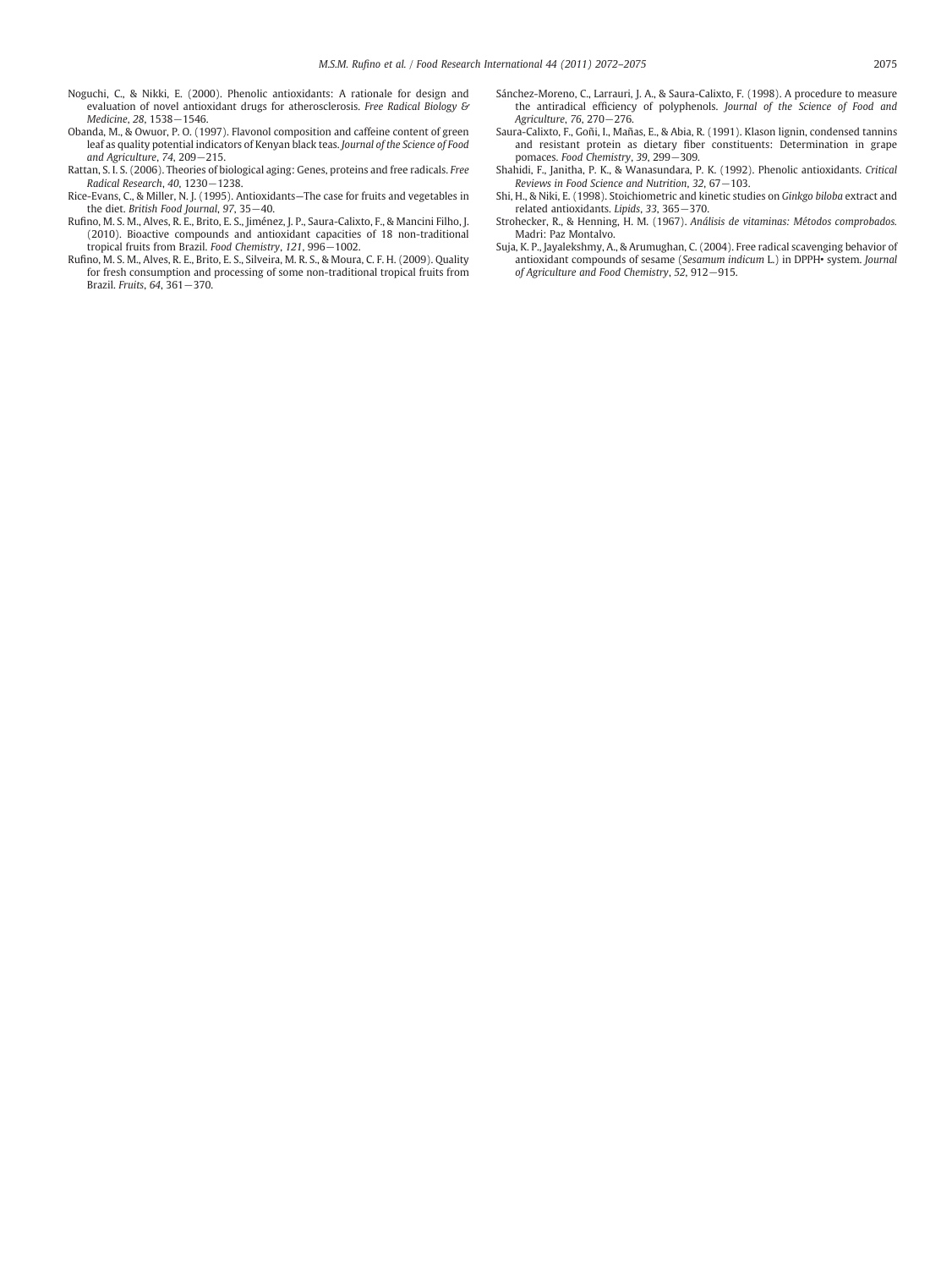Noguchi, C., & Nikki, E. (2000). Phenolic antioxidants: A rationale for design and evaluation of novel antioxidant drugs for atherosclerosis. *Free Radical Biology & Medicine*, *28*, 1538−1546.

Obanda, M., & Owuor, P. O. (1997). Flavonol composition and caffeine content of green leaf as quality potential indicators of Kenyan black teas. *Journal of the Science of Food and Agriculture*, *74*, 209−215.

Rattan, S. I. S. (2006). Theories of biological aging: Genes, proteins and free radicals. *Free Radical Research*, *40*, 1230−1238.

Rice-Evans, C., & Miller, N. J. (1995). Antioxidants—The case for fruits and vegetables in the diet. *British Food Journal*, *97*, 35−40.

Rufino, M. S. M., Alves, R. E., Brito, E. S., Jiménez, J. P., Saura-Calixto, F., & Mancini Filho, J. (2010). Bioactive compounds and antioxidant capacities of 18 non-traditional tropical fruits from Brazil. *Food Chemistry*, *121*, 996−1002.

Rufino, M. S. M., Alves, R. E., Brito, E. S., Silveira, M. R. S., & Moura, C. F. H. (2009). Quality for fresh consumption and processing of some non-traditional tropical fruits from Brazil. *Fruits*, *64*, 361−370.

Sánchez-Moreno, C., Larrauri, J. A., & Saura-Calixto, F. (1998). A procedure to measure the antiradical efficiency of polyphenols. *Journal of the Science of Food and Agriculture*, *76*, 270−276.

Saura-Calixto, F., Goñi, I., Mañas, E., & Abia, R. (1991). Klason lignin, condensed tannins and resistant protein as dietary fiber constituents: Determination in grape pomaces. *Food Chemistry*, *39*, 299−309.

Shahidi, F., Janitha, P. K., & Wanasundara, P. K. (1992). Phenolic antioxidants. *Critical Reviews in Food Science and Nutrition*, *32*, 67−103.

Shi, H., & Niki, E. (1998). Stoichiometric and kinetic studies on *Ginkgo biloba* extract and related antioxidants. *Lipids*, *33*, 365−370.

Strohecker, R., & Henning, H. M. (1967). *Análisis de vitaminas: Métodos comprobados.* Madri: Paz Montalvo.

Suja, K. P., Jayalekshmy, A., & Arumughan, C. (2004). Free radical scavenging behavior of antioxidant compounds of sesame (*Sesamum indicum* L.) in DPPH• system. *Journal of Agriculture and Food Chemistry*, *52*, 912−915.